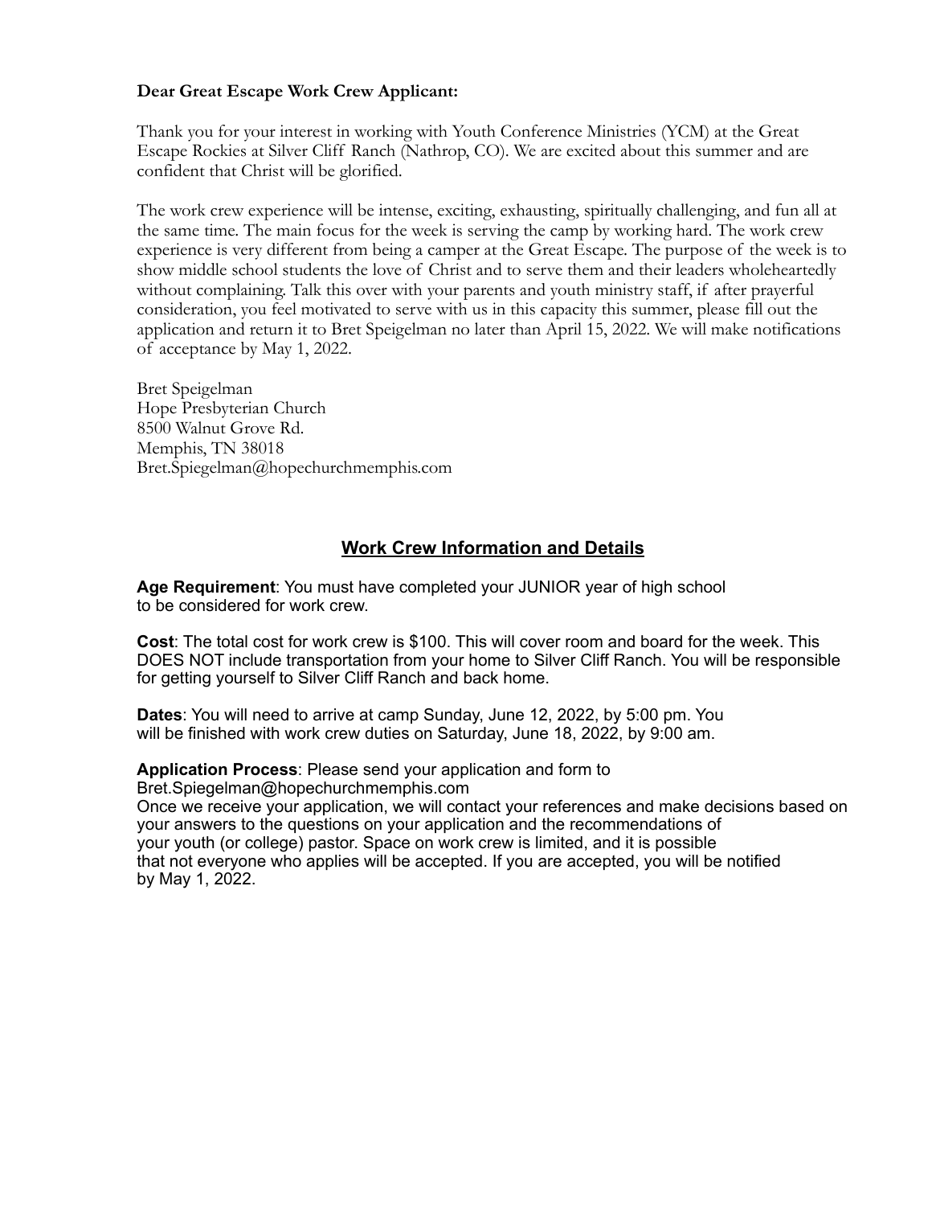**Dear Great Escape Work Crew Applicant:**

Thank you for your interest in working with Youth Conference Ministries (YCM) at the Great Escape Rockies at Silver Cliff Ranch (Nathrop, CO). We are excited about this summer and are confident that Christ will be glorified.

The work crew experience will be intense, exciting, exhausting, spiritually challenging, and fun all at the same time. The main focus for the week is serving the camp by working hard. The work crew experience is very different from being a camper at the Great Escape. The purpose of the week is to show middle school students the love of Christ and to serve them and their leaders wholeheartedly without complaining. Talk this over with your parents and youth ministry staff, if after prayerful consideration, you feel motivated to serve with us in this capacity this summer, please fill out the application and return it to Bret Speigelman no later than April 15, 2022. We will make notifications of acceptance by May 1, 2022.

Bret Speigelman
Hope Presbyterian Church
8500 Walnut Grove Rd.
Memphis, TN 38018
Bret.Spiegelman@hopechurchmemphis.com

## Work Crew Information and Details

**Age Requirement**: You must have completed your JUNIOR year of high school to be considered for work crew.

**Cost**: The total cost for work crew is $100. This will cover room and board for the week. This DOES NOT include transportation from your home to Silver Cliff Ranch. You will be responsible for getting yourself to Silver Cliff Ranch and back home.

**Dates**: You will need to arrive at camp Sunday, June 12, 2022, by 5:00 pm. You will be finished with work crew duties on Saturday, June 18, 2022, by 9:00 am.

**Application Process**: Please send your application and form to Bret.Spiegelman@hopechurchmemphis.com
Once we receive your application, we will contact your references and make decisions based on your answers to the questions on your application and the recommendations of your youth (or college) pastor. Space on work crew is limited, and it is possible that not everyone who applies will be accepted. If you are accepted, you will be notified by May 1, 2022.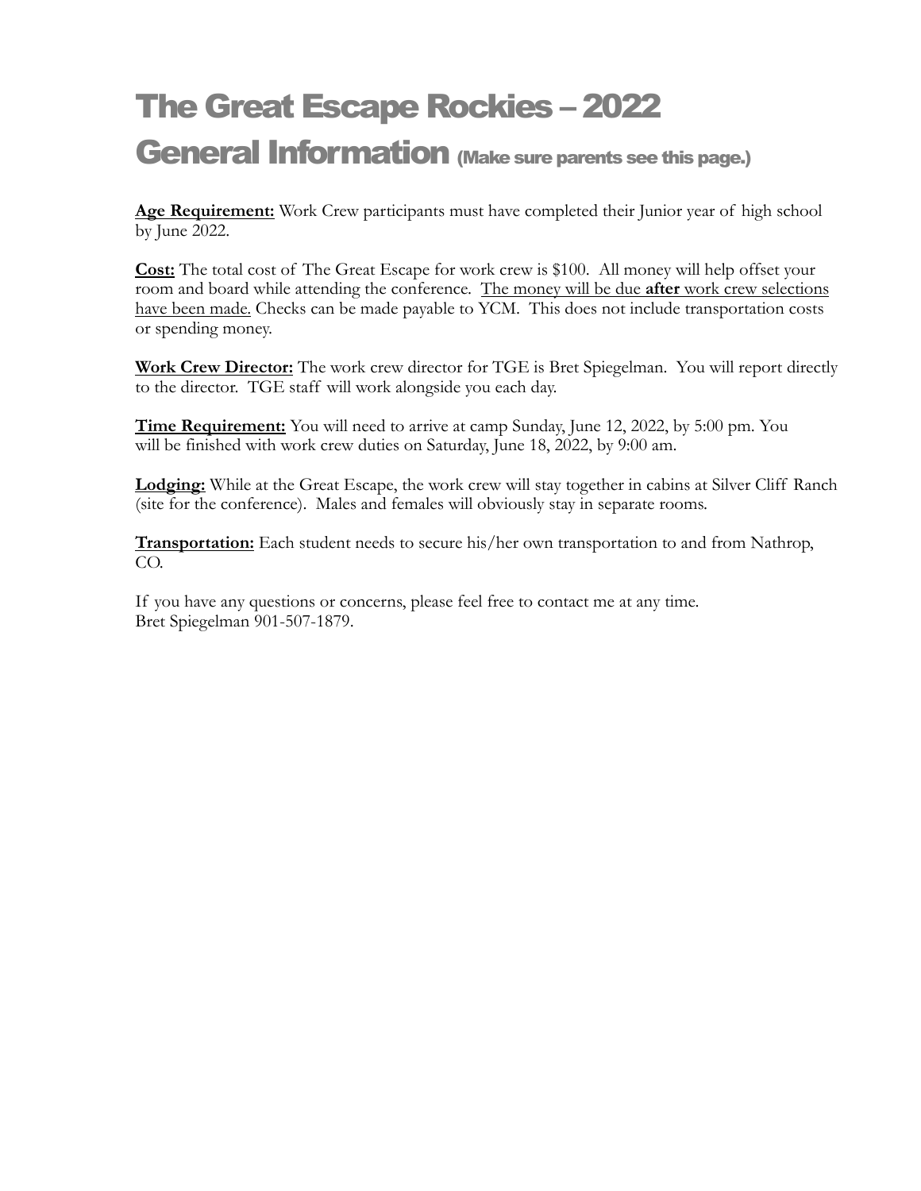# The Great Escape Rockies – 2022

# General Information (Make sure parents see this page.)

**Age Requirement:** Work Crew participants must have completed their Junior year of high school by June 2022.

**Cost:** The total cost of The Great Escape for work crew is $100. All money will help offset your room and board while attending the conference. The money will be due **after** work crew selections have been made. Checks can be made payable to YCM. This does not include transportation costs or spending money.

**Work Crew Director:** The work crew director for TGE is Bret Spiegelman. You will report directly to the director. TGE staff will work alongside you each day.

**Time Requirement:** You will need to arrive at camp Sunday, June 12, 2022, by 5:00 pm. You will be finished with work crew duties on Saturday, June 18, 2022, by 9:00 am.

**Lodging:** While at the Great Escape, the work crew will stay together in cabins at Silver Cliff Ranch (site for the conference). Males and females will obviously stay in separate rooms.

**Transportation:** Each student needs to secure his/her own transportation to and from Nathrop, CO.

If you have any questions or concerns, please feel free to contact me at any time.
Bret Spiegelman 901-507-1879.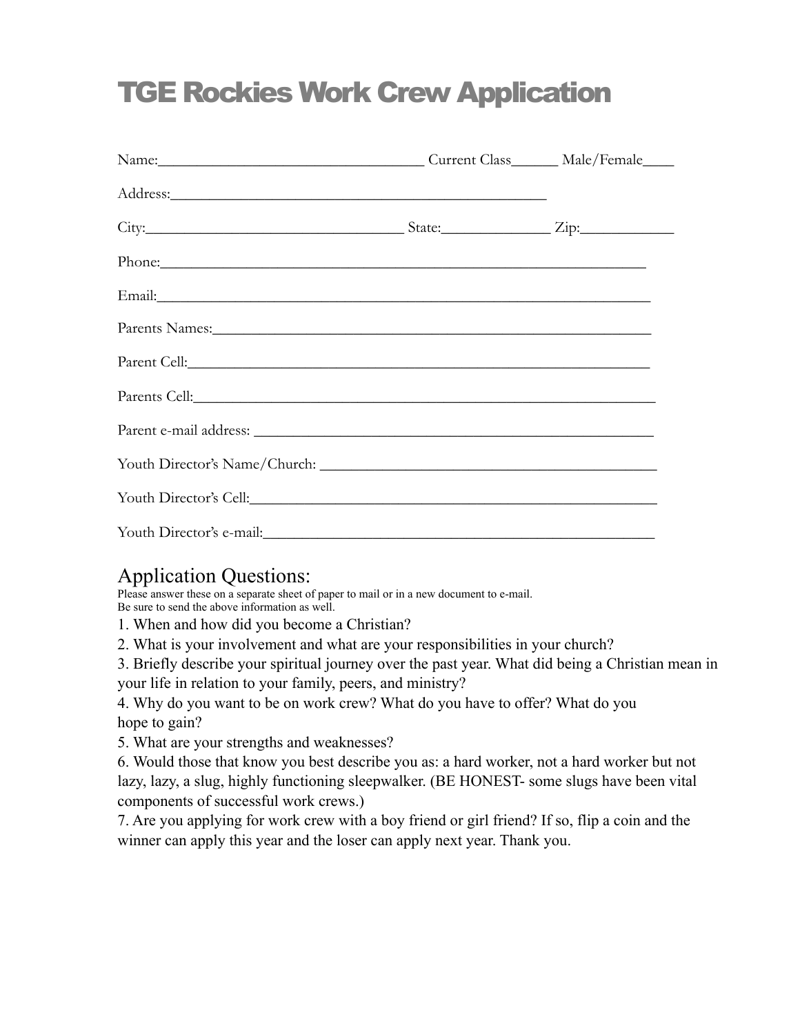# TGE Rockies Work Crew Application

Name:_________________________________ Current Class______ Male/Female____

Address:_______________________________________________

City:________________________________ State:_____________ Zip:___________

Phone:_____________________________________________________________

Email:______________________________________________________________

Parents Names:________________________________________________________

Parent Cell:___________________________________________________________

Parents Cell:__________________________________________________________

Parent e-mail address: __________________________________________________

Youth Director's Name/Church: ___________________________________________

Youth Director's Cell:____________________________________________________

Youth Director's e-mail:__________________________________________________

## Application Questions:

Please answer these on a separate sheet of paper to mail or in a new document to e-mail.
Be sure to send the above information as well.

1. When and how did you become a Christian?
2. What is your involvement and what are your responsibilities in your church?
3. Briefly describe your spiritual journey over the past year. What did being a Christian mean in your life in relation to your family, peers, and ministry?
4. Why do you want to be on work crew? What do you have to offer? What do you hope to gain?
5. What are your strengths and weaknesses?
6. Would those that know you best describe you as: a hard worker, not a hard worker but not lazy, lazy, a slug, highly functioning sleepwalker. (BE HONEST- some slugs have been vital components of successful work crews.)
7. Are you applying for work crew with a boy friend or girl friend? If so, flip a coin and the winner can apply this year and the loser can apply next year. Thank you.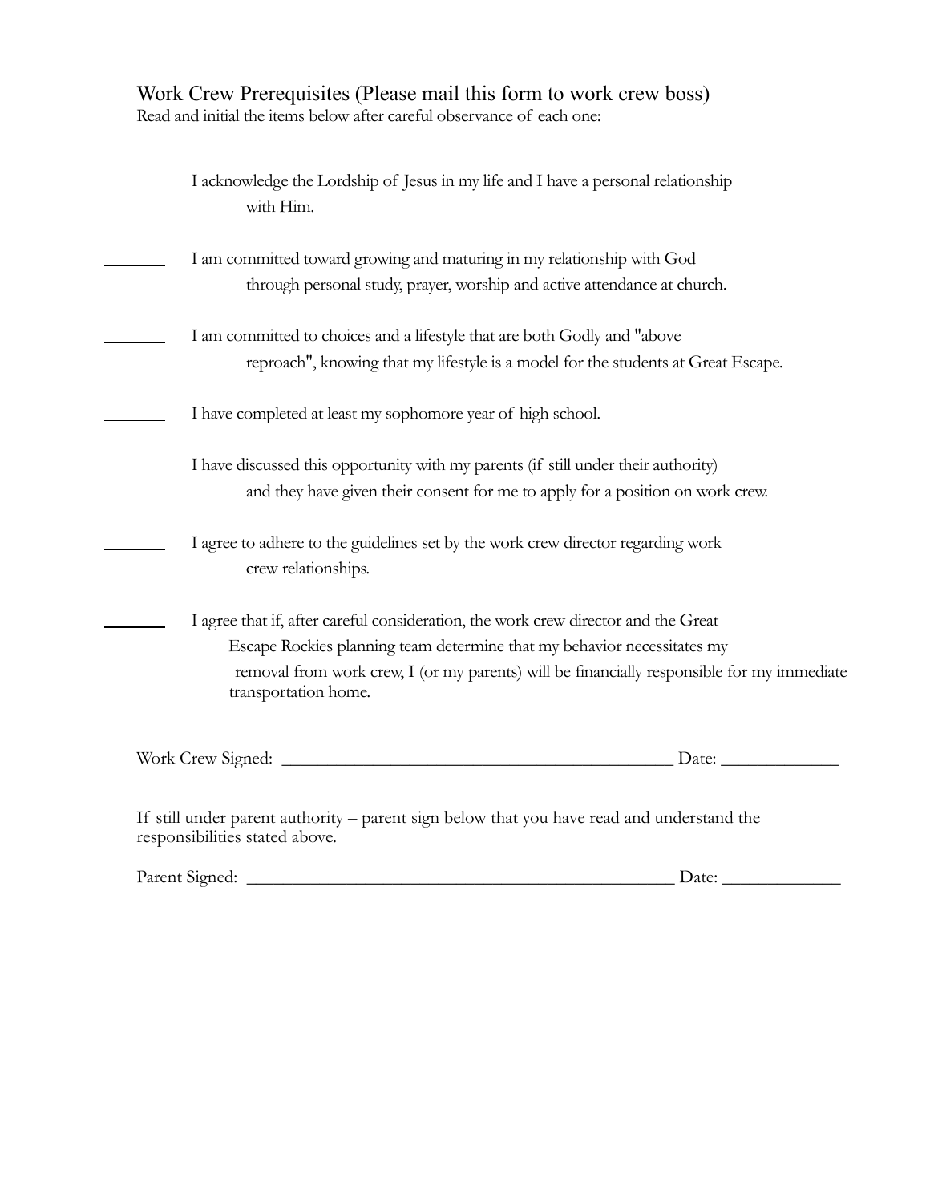## Work Crew Prerequisites (Please mail this form to work crew boss)

Read and initial the items below after careful observance of each one:

_______ I acknowledge the Lordship of Jesus in my life and I have a personal relationship with Him.

_______ I am committed toward growing and maturing in my relationship with God through personal study, prayer, worship and active attendance at church.

_______ I am committed to choices and a lifestyle that are both Godly and "above reproach", knowing that my lifestyle is a model for the students at Great Escape.

_______ I have completed at least my sophomore year of high school.

_______ I have discussed this opportunity with my parents (if still under their authority) and they have given their consent for me to apply for a position on work crew.

_______ I agree to adhere to the guidelines set by the work crew director regarding work crew relationships.

_______ I agree that if, after careful consideration, the work crew director and the Great Escape Rockies planning team determine that my behavior necessitates my removal from work crew, I (or my parents) will be financially responsible for my immediate transportation home.

Work Crew Signed: _____________________________________________ Date: _____________

If still under parent authority – parent sign below that you have read and understand the responsibilities stated above.

Parent Signed: _________________________________________________ Date: _____________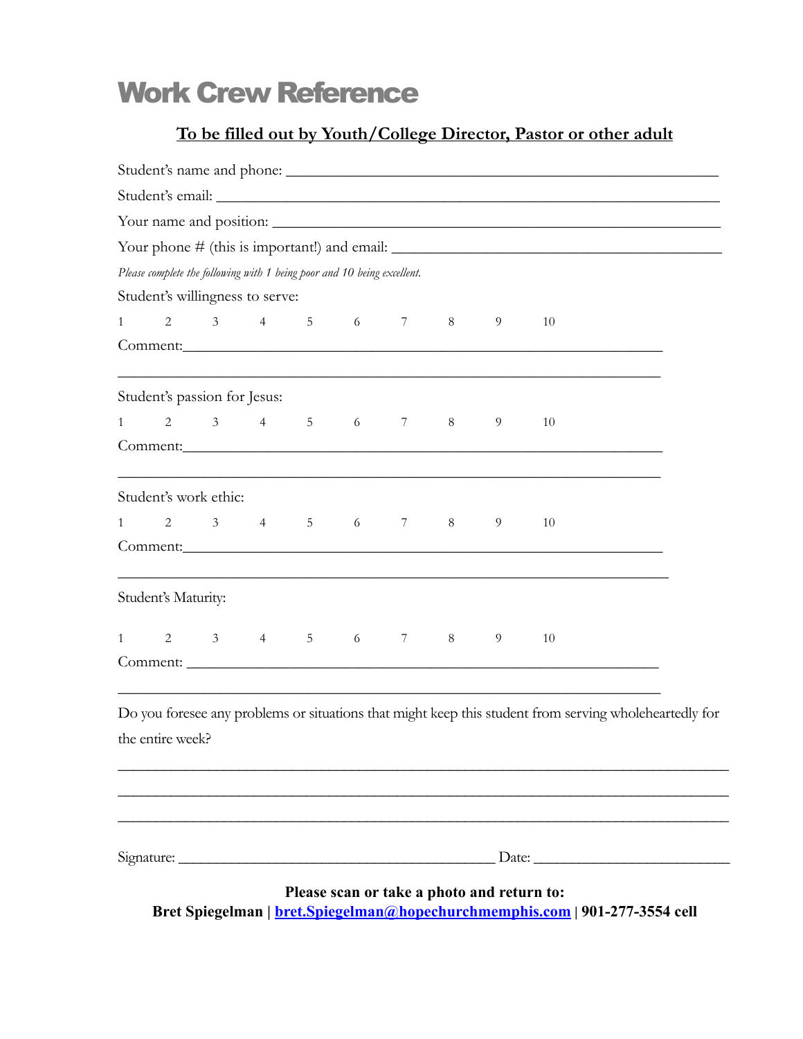# Work Crew Reference

**<u>To be filled out by Youth/College Director, Pastor or other adult</u>**

Student's name and phone: ___________________________________________________________

Student's email: ___________________________________________________________________

Your name and position: _____________________________________________________________

Your phone # (this is important!) and email: ___________________________________________

*Please complete the following with 1 being poor and 10 being excellent.*

Student's willingness to serve:

1 2 3 4 5 6 7 8 9 10

Comment:_______________________________________________________________

_______________________________________________________________________

Student's passion for Jesus:

1 2 3 4 5 6 7 8 9 10

Comment:_______________________________________________________________

_______________________________________________________________________

Student's work ethic:

1 2 3 4 5 6 7 8 9 10

Comment:_______________________________________________________________

_______________________________________________________________________

Student's Maturity:

1 2 3 4 5 6 7 8 9 10

Comment: _______________________________________________________________

_______________________________________________________________________

Do you foresee any problems or situations that might keep this student from serving wholeheartedly for the entire week?

_______________________________________________________________________________

_______________________________________________________________________________

_______________________________________________________________________________

Signature: ________________________________________ Date: _________________________

**Please scan or take a photo and return to:**
**Bret Spiegelman | [bret.Spiegelman@hopechurchmemphis.com](mailto:bret.Spiegelman@hopechurchmemphis.com) | 901-277-3554 cell**